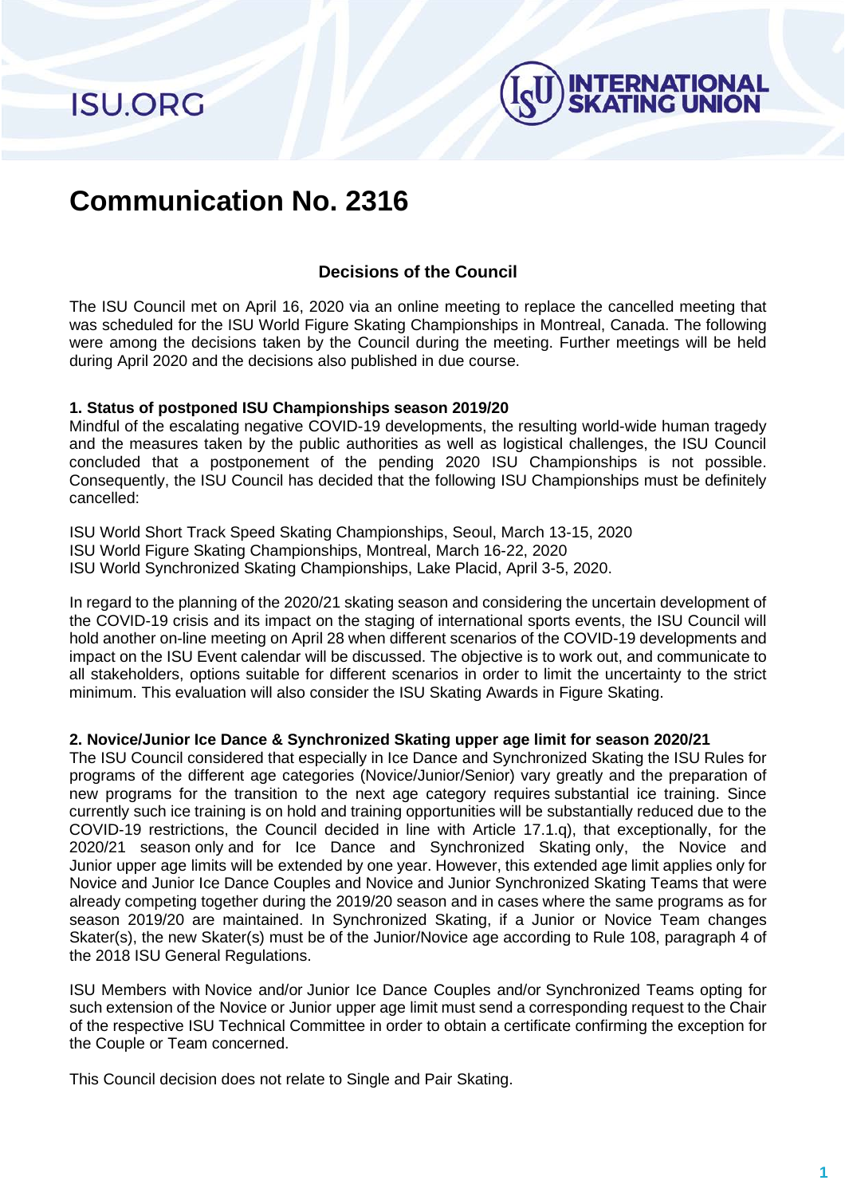# Communication No. 2316

### Decisions of the Council

The ISU Council met on April 16, 2020 via an online meeting to replace the cancelled meeting that was scheduled for the ISU World Figure Skating Championships in Montreal, Canada. The following were among the decisions taken by the Council during the meeting. Further meetings will be held during April 2020 and the decisions also published in due course.

**1. Status of postponed ISU Championships season 2019/20**

Mindful of the escalating negative COVID-19 developments, the resulting world-wide human tragedy and the measures taken by the public authorities as well as logistical challenges, the ISU Council concluded that a postponement of the pending 2020 ISU Championships is not possible. Consequently, the ISU Council has decided that the following ISU Championships must be definitely cancelled:

ISU World Short Track Speed Skating Championships, Seoul, March 13-15, 2020
ISU World Figure Skating Championships, Montreal, March 16-22, 2020
ISU World Synchronized Skating Championships, Lake Placid, April 3-5, 2020.

In regard to the planning of the 2020/21 skating season and considering the uncertain development of the COVID-19 crisis and its impact on the staging of international sports events, the ISU Council will hold another on-line meeting on April 28 when different scenarios of the COVID-19 developments and impact on the ISU Event calendar will be discussed. The objective is to work out, and communicate to all stakeholders, options suitable for different scenarios in order to limit the uncertainty to the strict minimum. This evaluation will also consider the ISU Skating Awards in Figure Skating.

**2. Novice/Junior Ice Dance & Synchronized Skating upper age limit for season 2020/21**

The ISU Council considered that especially in Ice Dance and Synchronized Skating the ISU Rules for programs of the different age categories (Novice/Junior/Senior) vary greatly and the preparation of new programs for the transition to the next age category requires substantial ice training. Since currently such ice training is on hold and training opportunities will be substantially reduced due to the COVID-19 restrictions, the Council decided in line with Article 17.1.q), that exceptionally, for the 2020/21 season only and for Ice Dance and Synchronized Skating only, the Novice and Junior upper age limits will be extended by one year. However, this extended age limit applies only for Novice and Junior Ice Dance Couples and Novice and Junior Synchronized Skating Teams that were already competing together during the 2019/20 season and in cases where the same programs as for season 2019/20 are maintained. In Synchronized Skating, if a Junior or Novice Team changes Skater(s), the new Skater(s) must be of the Junior/Novice age according to Rule 108, paragraph 4 of the 2018 ISU General Regulations.

ISU Members with Novice and/or Junior Ice Dance Couples and/or Synchronized Teams opting for such extension of the Novice or Junior upper age limit must send a corresponding request to the Chair of the respective ISU Technical Committee in order to obtain a certificate confirming the exception for the Couple or Team concerned.

This Council decision does not relate to Single and Pair Skating.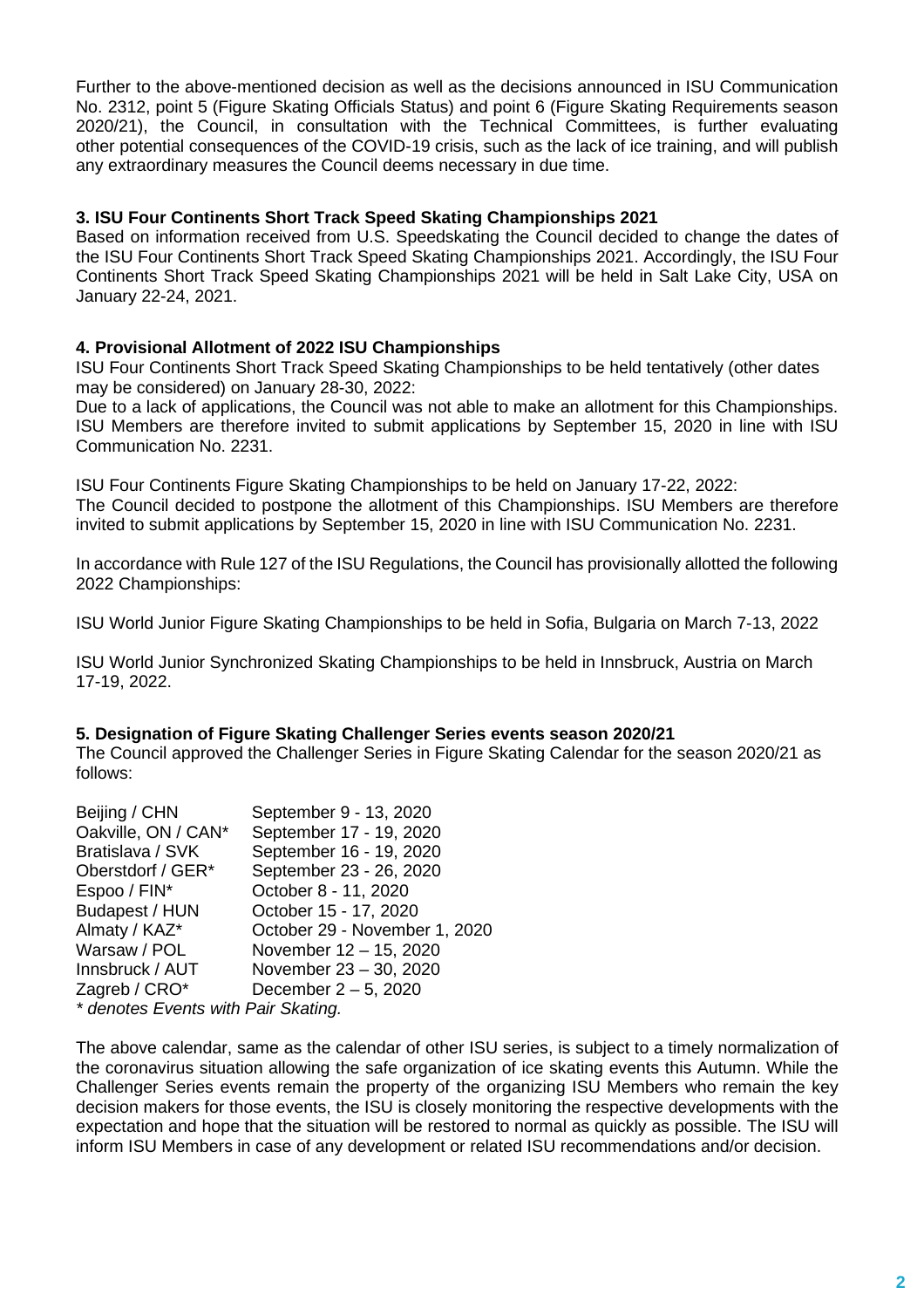Further to the above-mentioned decision as well as the decisions announced in ISU Communication No. 2312, point 5 (Figure Skating Officials Status) and point 6 (Figure Skating Requirements season 2020/21), the Council, in consultation with the Technical Committees, is further evaluating other potential consequences of the COVID-19 crisis, such as the lack of ice training, and will publish any extraordinary measures the Council deems necessary in due time.

**3. ISU Four Continents Short Track Speed Skating Championships 2021**

Based on information received from U.S. Speedskating the Council decided to change the dates of the ISU Four Continents Short Track Speed Skating Championships 2021. Accordingly, the ISU Four Continents Short Track Speed Skating Championships 2021 will be held in Salt Lake City, USA on January 22-24, 2021.

**4. Provisional Allotment of 2022 ISU Championships**

ISU Four Continents Short Track Speed Skating Championships to be held tentatively (other dates may be considered) on January 28-30, 2022:

Due to a lack of applications, the Council was not able to make an allotment for this Championships. ISU Members are therefore invited to submit applications by September 15, 2020 in line with ISU Communication No. 2231.

ISU Four Continents Figure Skating Championships to be held on January 17-22, 2022:

The Council decided to postpone the allotment of this Championships. ISU Members are therefore invited to submit applications by September 15, 2020 in line with ISU Communication No. 2231.

In accordance with Rule 127 of the ISU Regulations, the Council has provisionally allotted the following 2022 Championships:

ISU World Junior Figure Skating Championships to be held in Sofia, Bulgaria on March 7-13, 2022

ISU World Junior Synchronized Skating Championships to be held in Innsbruck, Austria on March 17-19, 2022.

**5. Designation of Figure Skating Challenger Series events season 2020/21**

The Council approved the Challenger Series in Figure Skating Calendar for the season 2020/21 as follows:

| | |
|---|---|
| Beijing / CHN | September 9 - 13, 2020 |
| Oakville, ON / CAN* | September 17 - 19, 2020 |
| Bratislava / SVK | September 16 - 19, 2020 |
| Oberstdorf / GER* | September 23 - 26, 2020 |
| Espoo / FIN* | October 8 - 11, 2020 |
| Budapest / HUN | October 15 - 17, 2020 |
| Almaty / KAZ* | October 29 - November 1, 2020 |
| Warsaw / POL | November 12 – 15, 2020 |
| Innsbruck / AUT | November 23 – 30, 2020 |
| Zagreb / CRO* | December 2 – 5, 2020 |

*\* denotes Events with Pair Skating.*

The above calendar, same as the calendar of other ISU series, is subject to a timely normalization of the coronavirus situation allowing the safe organization of ice skating events this Autumn. While the Challenger Series events remain the property of the organizing ISU Members who remain the key decision makers for those events, the ISU is closely monitoring the respective developments with the expectation and hope that the situation will be restored to normal as quickly as possible. The ISU will inform ISU Members in case of any development or related ISU recommendations and/or decision.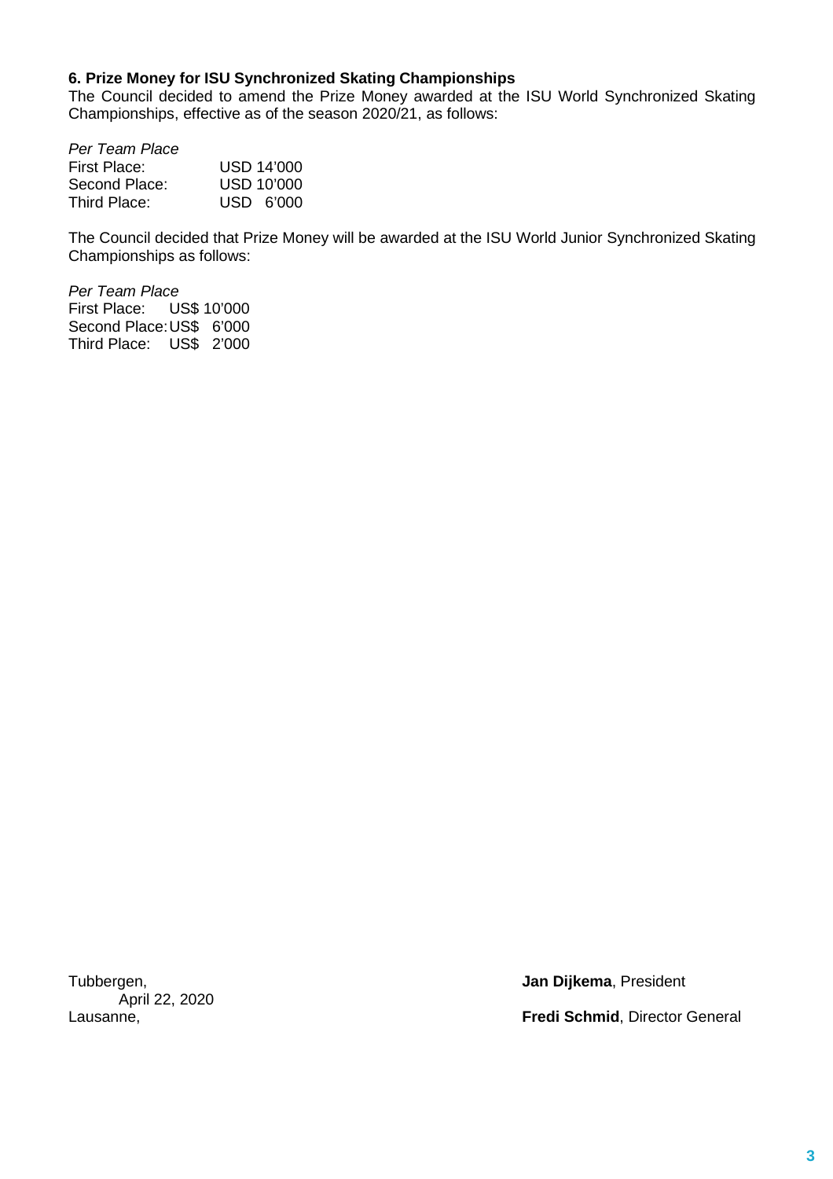### 6. Prize Money for ISU Synchronized Skating Championships

The Council decided to amend the Prize Money awarded at the ISU World Synchronized Skating Championships, effective as of the season 2020/21, as follows:

*Per Team Place*

| | |
|---|---|
| First Place: | USD 14'000 |
| Second Place: | USD 10'000 |
| Third Place: | USD 6'000 |

The Council decided that Prize Money will be awarded at the ISU World Junior Synchronized Skating Championships as follows:

*Per Team Place*

| | |
|---|---|
| First Place: | US$ 10'000 |
| Second Place: | US$ 6'000 |
| Third Place: | US$ 2'000 |

Tubbergen,
April 22, 2020
Lausanne,

**Jan Dijkema**, President

**Fredi Schmid**, Director General